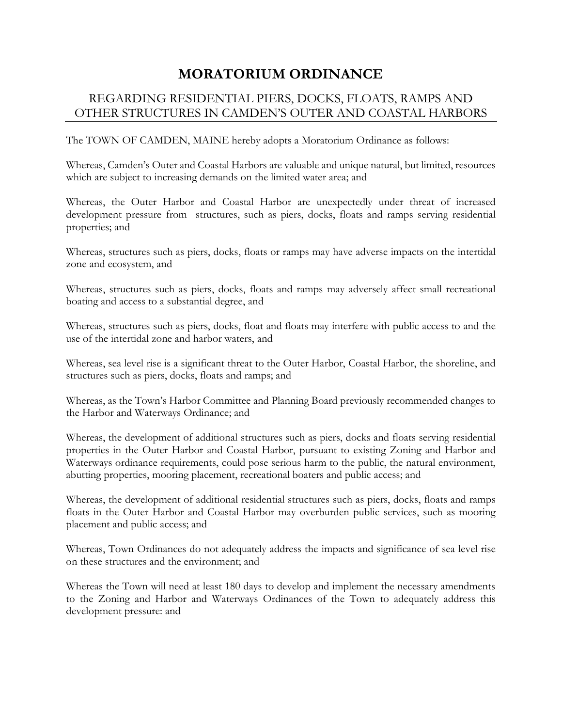# MORATORIUM ORDINANCE

## REGARDING RESIDENTIAL PIERS, DOCKS, FLOATS, RAMPS AND OTHER STRUCTURES IN CAMDEN'S OUTER AND COASTAL HARBORS

The TOWN OF CAMDEN, MAINE hereby adopts a Moratorium Ordinance as follows:

Whereas, Camden's Outer and Coastal Harbors are valuable and unique natural, but limited, resources which are subject to increasing demands on the limited water area; and

Whereas, the Outer Harbor and Coastal Harbor are unexpectedly under threat of increased development pressure from structures, such as piers, docks, floats and ramps serving residential properties; and

Whereas, structures such as piers, docks, floats or ramps may have adverse impacts on the intertidal zone and ecosystem, and

Whereas, structures such as piers, docks, floats and ramps may adversely affect small recreational boating and access to a substantial degree, and

Whereas, structures such as piers, docks, float and floats may interfere with public access to and the use of the intertidal zone and harbor waters, and

Whereas, sea level rise is a significant threat to the Outer Harbor, Coastal Harbor, the shoreline, and structures such as piers, docks, floats and ramps; and

Whereas, as the Town's Harbor Committee and Planning Board previously recommended changes to the Harbor and Waterways Ordinance; and

Whereas, the development of additional structures such as piers, docks and floats serving residential properties in the Outer Harbor and Coastal Harbor, pursuant to existing Zoning and Harbor and Waterways ordinance requirements, could pose serious harm to the public, the natural environment, abutting properties, mooring placement, recreational boaters and public access; and

Whereas, the development of additional residential structures such as piers, docks, floats and ramps floats in the Outer Harbor and Coastal Harbor may overburden public services, such as mooring placement and public access; and

Whereas, Town Ordinances do not adequately address the impacts and significance of sea level rise on these structures and the environment; and

Whereas the Town will need at least 180 days to develop and implement the necessary amendments to the Zoning and Harbor and Waterways Ordinances of the Town to adequately address this development pressure: and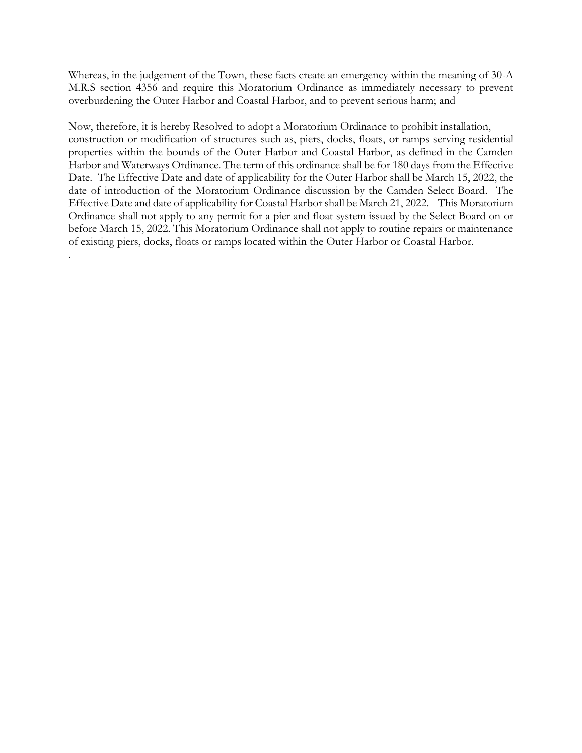Whereas, in the judgement of the Town, these facts create an emergency within the meaning of 30-A M.R.S section 4356 and require this Moratorium Ordinance as immediately necessary to prevent overburdening the Outer Harbor and Coastal Harbor, and to prevent serious harm; and

Now, therefore, it is hereby Resolved to adopt a Moratorium Ordinance to prohibit installation, construction or modification of structures such as, piers, docks, floats, or ramps serving residential properties within the bounds of the Outer Harbor and Coastal Harbor, as defined in the Camden Harbor and Waterways Ordinance. The term of this ordinance shall be for 180 days from the Effective Date. The Effective Date and date of applicability for the Outer Harbor shall be March 15, 2022, the date of introduction of the Moratorium Ordinance discussion by the Camden Select Board. The Effective Date and date of applicability for Coastal Harbor shall be March 21, 2022. This Moratorium Ordinance shall not apply to any permit for a pier and float system issued by the Select Board on or before March 15, 2022. This Moratorium Ordinance shall not apply to routine repairs or maintenance of existing piers, docks, floats or ramps located within the Outer Harbor or Coastal Harbor.

.